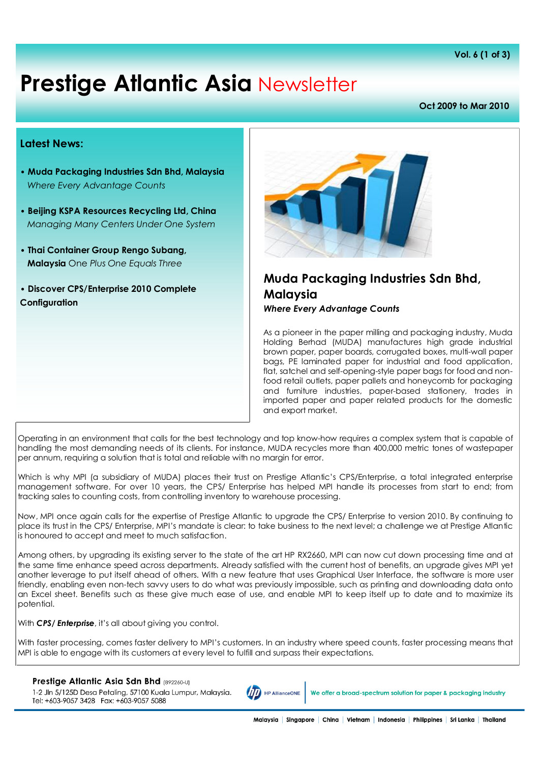# Prestige Atlantic Asia Newsletter

Vol. 6 (1 of 3)

Oct 2009 to Mar 2010

## Latest News:

- **Muda Packaging Industries Sdn Bhd, Malaysia**
  *Where Every Advantage Counts*
- **Beijing KSPA Resources Recycling Ltd, China**
  *Managing Many Centers Under One System*
- **Thai Container Group Rengo Subang, Malaysia** *One Plus One Equals Three*
- **Discover CPS/Enterprise 2010 Complete Configuration**

## Muda Packaging Industries Sdn Bhd, Malaysia

***Where Every Advantage Counts***

As a pioneer in the paper milling and packaging industry, Muda Holding Berhad (MUDA) manufactures high grade industrial brown paper, paper boards, corrugated boxes, multi-wall paper bags, PE laminated paper for industrial and food application, flat, satchel and self-opening-style paper bags for food and non-food retail outlets, paper pallets and honeycomb for packaging and furniture industries, paper-based stationery, trades in imported paper and paper related products for the domestic and export market.

Operating in an environment that calls for the best technology and top know-how requires a complex system that is capable of handling the most demanding needs of its clients. For instance, MUDA recycles more than 400,000 metric tones of wastepaper per annum, requiring a solution that is total and reliable with no margin for error.

Which is why MPI (a subsidiary of MUDA) places their trust on Prestige Atlantic's CPS/Enterprise, a total integrated enterprise management software. For over 10 years, the CPS/ Enterprise has helped MPI handle its processes from start to end; from tracking sales to counting costs, from controlling inventory to warehouse processing.

Now, MPI once again calls for the expertise of Prestige Atlantic to upgrade the CPS/ Enterprise to version 2010. By continuing to place its trust in the CPS/ Enterprise, MPI's mandate is clear: to take business to the next level; a challenge we at Prestige Atlantic is honoured to accept and meet to much satisfaction.

Among others, by upgrading its existing server to the state of the art HP RX2660, MPI can now cut down processing time and at the same time enhance speed across departments. Already satisfied with the current host of benefits, an upgrade gives MPI yet another leverage to put itself ahead of others. With a new feature that uses Graphical User Interface, the software is more user friendly, enabling even non-tech savvy users to do what was previously impossible, such as printing and downloading data onto an Excel sheet. Benefits such as these give much ease of use, and enable MPI to keep itself up to date and to maximize its potential.

With ***CPS/ Enterprise***, it's all about giving you control.

With faster processing, comes faster delivery to MPI's customers. In an industry where speed counts, faster processing means that MPI is able to engage with its customers at every level to fulfill and surpass their expectations.

**Prestige Atlantic Asia Sdn Bhd** (892260-U)
1-2 Jln 5/125D Desa Petaling, 57100 Kuala Lumpur, Malaysia.
Tel: +603-9057 3428 Fax: +603-9057 5088

HP AllianceONE | We offer a broad-spectrum solution for paper & packaging industry

Malaysia | Singapore | China | Vietnam | Indonesia | Philippines | Sri Lanka | Thailand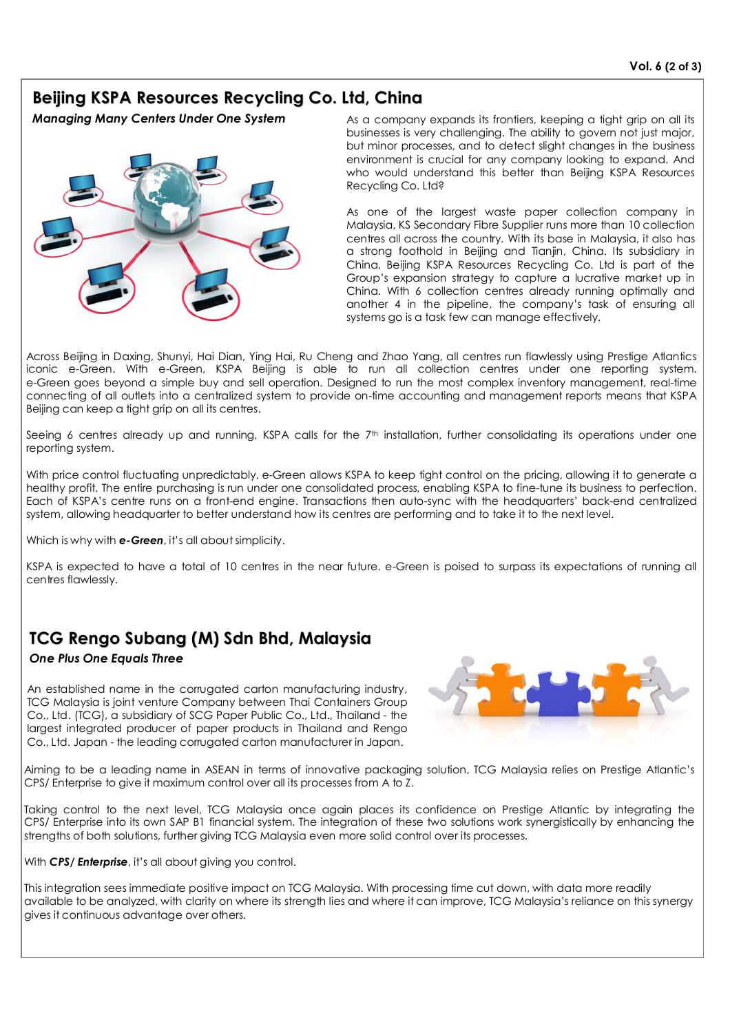## Beijing KSPA Resources Recycling Co. Ltd, China

***Managing Many Centers Under One System***

As a company expands its frontiers, keeping a tight grip on all its businesses is very challenging. The ability to govern not just major, but minor processes, and to detect slight changes in the business environment is crucial for any company looking to expand. And who would understand this better than Beijing KSPA Resources Recycling Co. Ltd?

As one of the largest waste paper collection company in Malaysia, KS Secondary Fibre Supplier runs more than 10 collection centres all across the country. With its base in Malaysia, it also has a strong foothold in Beijing and Tianjin, China. Its subsidiary in China, Beijing KSPA Resources Recycling Co. Ltd is part of the Group's expansion strategy to capture a lucrative market up in China. With 6 collection centres already running optimally and another 4 in the pipeline, the company's task of ensuring all systems go is a task few can manage effectively.

Across Beijing in Daxing, Shunyi, Hai Dian, Ying Hai, Ru Cheng and Zhao Yang, all centres run flawlessly using Prestige Atlantics iconic e-Green. With e-Green, KSPA Beijing is able to run all collection centres under one reporting system. e-Green goes beyond a simple buy and sell operation. Designed to run the most complex inventory management, real-time connecting of all outlets into a centralized system to provide on-time accounting and management reports means that KSPA Beijing can keep a tight grip on all its centres.

Seeing 6 centres already up and running, KSPA calls for the 7th installation, further consolidating its operations under one reporting system.

With price control fluctuating unpredictably, e-Green allows KSPA to keep tight control on the pricing, allowing it to generate a healthy profit. The entire purchasing is run under one consolidated process, enabling KSPA to fine-tune its business to perfection. Each of KSPA's centre runs on a front-end engine. Transactions then auto-sync with the headquarters' back-end centralized system, allowing headquarter to better understand how its centres are performing and to take it to the next level.

Which is why with ***e-Green***, it's all about simplicity.

KSPA is expected to have a total of 10 centres in the near future. e-Green is poised to surpass its expectations of running all centres flawlessly.

## TCG Rengo Subang (M) Sdn Bhd, Malaysia

***One Plus One Equals Three***

An established name in the corrugated carton manufacturing industry, TCG Malaysia is joint venture Company between Thai Containers Group Co., Ltd. (TCG), a subsidiary of SCG Paper Public Co., Ltd., Thailand - the largest integrated producer of paper products in Thailand and Rengo Co., Ltd. Japan - the leading corrugated carton manufacturer in Japan.

Aiming to be a leading name in ASEAN in terms of innovative packaging solution, TCG Malaysia relies on Prestige Atlantic's CPS/ Enterprise to give it maximum control over all its processes from A to Z.

Taking control to the next level, TCG Malaysia once again places its confidence on Prestige Atlantic by integrating the CPS/ Enterprise into its own SAP B1 financial system. The integration of these two solutions work synergistically by enhancing the strengths of both solutions, further giving TCG Malaysia even more solid control over its processes.

With ***CPS/ Enterprise***, it's all about giving you control.

This integration sees immediate positive impact on TCG Malaysia. With processing time cut down, with data more readily available to be analyzed, with clarity on where its strength lies and where it can improve, TCG Malaysia's reliance on this synergy gives it continuous advantage over others.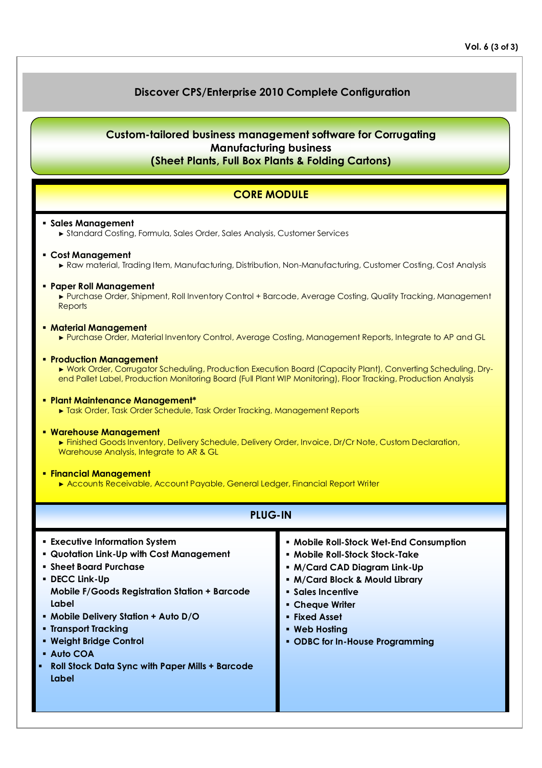# Discover CPS/Enterprise 2010 Complete Configuration

## Custom-tailored business management software for Corrugating Manufacturing business (Sheet Plants, Full Box Plants & Folding Cartons)

## CORE MODULE

- **Sales Management**
  - ► Standard Costing, Formula, Sales Order, Sales Analysis, Customer Services
- **Cost Management**
  - ► Raw material, Trading Item, Manufacturing, Distribution, Non-Manufacturing, Customer Costing, Cost Analysis
- **Paper Roll Management**
  - ► Purchase Order, Shipment, Roll Inventory Control + Barcode, Average Costing, Quality Tracking, Management Reports
- **Material Management**
  - ► Purchase Order, Material Inventory Control, Average Costing, Management Reports, Integrate to AP and GL
- **Production Management**
  - ► Work Order, Corrugator Scheduling, Production Execution Board (Capacity Plant), Converting Scheduling, Dry-end Pallet Label, Production Monitoring Board (Full Plant WIP Monitoring), Floor Tracking, Production Analysis
- **Plant Maintenance Management***
  - ► Task Order, Task Order Schedule, Task Order Tracking, Management Reports
- **Warehouse Management**
  - ► Finished Goods Inventory, Delivery Schedule, Delivery Order, Invoice, Dr/Cr Note, Custom Declaration, Warehouse Analysis, Integrate to AR & GL
- **Financial Management**
  - ► Accounts Receivable, Account Payable, General Ledger, Financial Report Writer

## PLUG-IN

- **Executive Information System**
- **Quotation Link-Up with Cost Management**
- **Sheet Board Purchase**
- **DECC Link-Up**
  **Mobile F/Goods Registration Station + Barcode Label**
- **Mobile Delivery Station + Auto D/O**
- **Transport Tracking**
- **Weight Bridge Control**
- **Auto COA**
- **Roll Stock Data Sync with Paper Mills + Barcode Label**
- **Mobile Roll-Stock Wet-End Consumption**
- **Mobile Roll-Stock Stock-Take**
- **M/Card CAD Diagram Link-Up**
- **M/Card Block & Mould Library**
- **Sales Incentive**
- **Cheque Writer**
- **Fixed Asset**
- **Web Hosting**
- **ODBC for In-House Programming**